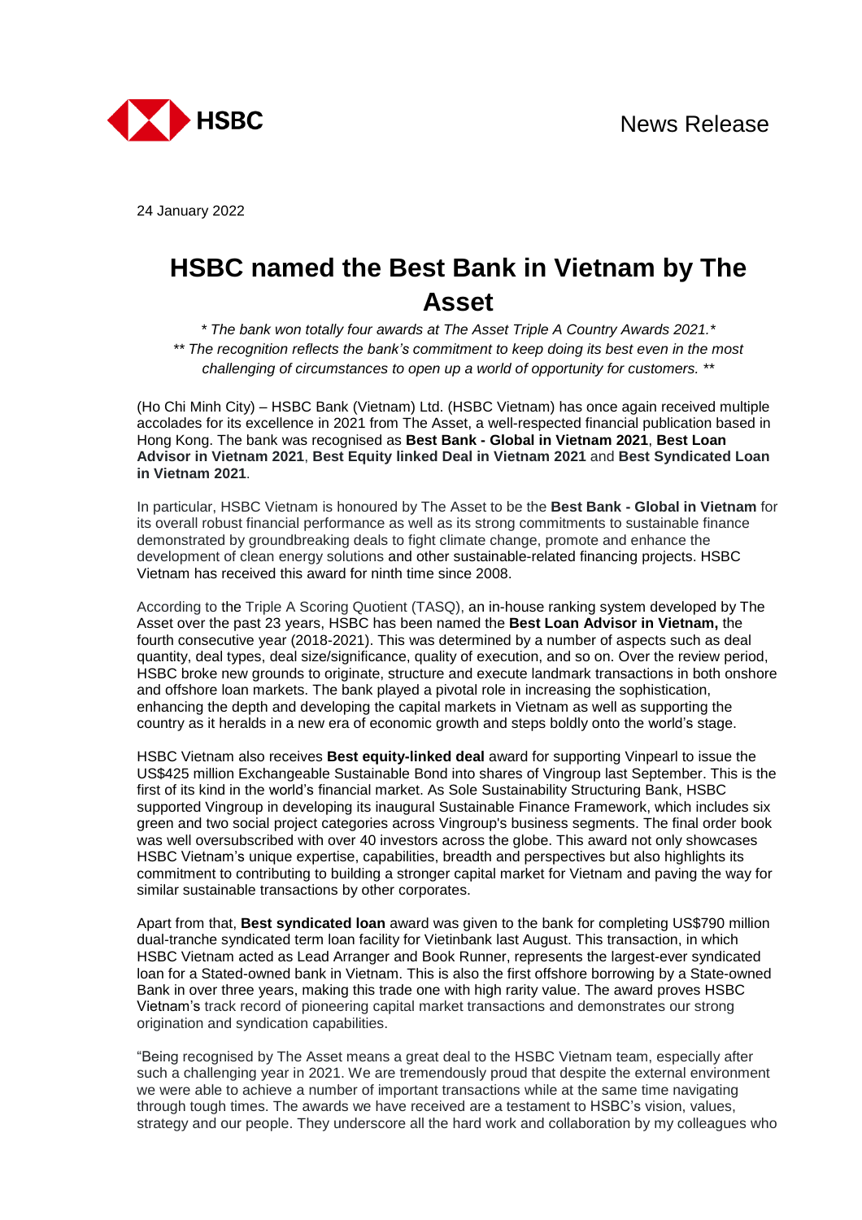News Release

24 January 2022

# HSBC named the Best Bank in Vietnam by The Asset

*\* The bank won totally four awards at The Asset Triple A Country Awards 2021.\**

*\*\* The recognition reflects the bank's commitment to keep doing its best even in the most challenging of circumstances to open up a world of opportunity for customers. \*\**

(Ho Chi Minh City) – HSBC Bank (Vietnam) Ltd. (HSBC Vietnam) has once again received multiple accolades for its excellence in 2021 from The Asset, a well-respected financial publication based in Hong Kong. The bank was recognised as **Best Bank - Global in Vietnam 2021**, **Best Loan Advisor in Vietnam 2021**, **Best Equity linked Deal in Vietnam 2021** and **Best Syndicated Loan in Vietnam 2021**.

In particular, HSBC Vietnam is honoured by The Asset to be the **Best Bank - Global in Vietnam** for its overall robust financial performance as well as its strong commitments to sustainable finance demonstrated by groundbreaking deals to fight climate change, promote and enhance the development of clean energy solutions and other sustainable-related financing projects. HSBC Vietnam has received this award for ninth time since 2008.

According to the Triple A Scoring Quotient (TASQ), an in-house ranking system developed by The Asset over the past 23 years, HSBC has been named the **Best Loan Advisor in Vietnam,** the fourth consecutive year (2018-2021). This was determined by a number of aspects such as deal quantity, deal types, deal size/significance, quality of execution, and so on. Over the review period, HSBC broke new grounds to originate, structure and execute landmark transactions in both onshore and offshore loan markets. The bank played a pivotal role in increasing the sophistication, enhancing the depth and developing the capital markets in Vietnam as well as supporting the country as it heralds in a new era of economic growth and steps boldly onto the world's stage.

HSBC Vietnam also receives **Best equity-linked deal** award for supporting Vinpearl to issue the US$425 million Exchangeable Sustainable Bond into shares of Vingroup last September. This is the first of its kind in the world's financial market. As Sole Sustainability Structuring Bank, HSBC supported Vingroup in developing its inaugural Sustainable Finance Framework, which includes six green and two social project categories across Vingroup's business segments. The final order book was well oversubscribed with over 40 investors across the globe. This award not only showcases HSBC Vietnam's unique expertise, capabilities, breadth and perspectives but also highlights its commitment to contributing to building a stronger capital market for Vietnam and paving the way for similar sustainable transactions by other corporates.

Apart from that, **Best syndicated loan** award was given to the bank for completing US$790 million dual-tranche syndicated term loan facility for Vietinbank last August. This transaction, in which HSBC Vietnam acted as Lead Arranger and Book Runner, represents the largest-ever syndicated loan for a Stated-owned bank in Vietnam. This is also the first offshore borrowing by a State-owned Bank in over three years, making this trade one with high rarity value. The award proves HSBC Vietnam's track record of pioneering capital market transactions and demonstrates our strong origination and syndication capabilities.

"Being recognised by The Asset means a great deal to the HSBC Vietnam team, especially after such a challenging year in 2021. We are tremendously proud that despite the external environment we were able to achieve a number of important transactions while at the same time navigating through tough times. The awards we have received are a testament to HSBC's vision, values, strategy and our people. They underscore all the hard work and collaboration by my colleagues who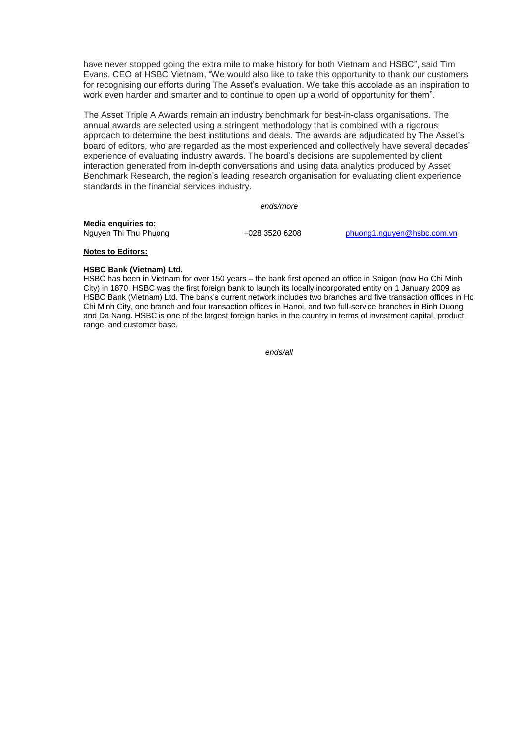have never stopped going the extra mile to make history for both Vietnam and HSBC", said Tim Evans, CEO at HSBC Vietnam, "We would also like to take this opportunity to thank our customers for recognising our efforts during The Asset's evaluation. We take this accolade as an inspiration to work even harder and smarter and to continue to open up a world of opportunity for them".

The Asset Triple A Awards remain an industry benchmark for best-in-class organisations. The annual awards are selected using a stringent methodology that is combined with a rigorous approach to determine the best institutions and deals. The awards are adjudicated by The Asset's board of editors, who are regarded as the most experienced and collectively have several decades' experience of evaluating industry awards. The board's decisions are supplemented by client interaction generated from in-depth conversations and using data analytics produced by Asset Benchmark Research, the region's leading research organisation for evaluating client experience standards in the financial services industry.

*ends/more*

**Media enquiries to:**

Nguyen Thi Thu Phuong +028 3520 6208 phuong1.nguyen@hsbc.com.vn

**Notes to Editors:**

**HSBC Bank (Vietnam) Ltd.**

HSBC has been in Vietnam for over 150 years – the bank first opened an office in Saigon (now Ho Chi Minh City) in 1870. HSBC was the first foreign bank to launch its locally incorporated entity on 1 January 2009 as HSBC Bank (Vietnam) Ltd. The bank's current network includes two branches and five transaction offices in Ho Chi Minh City, one branch and four transaction offices in Hanoi, and two full-service branches in Binh Duong and Da Nang. HSBC is one of the largest foreign banks in the country in terms of investment capital, product range, and customer base.

*ends/all*